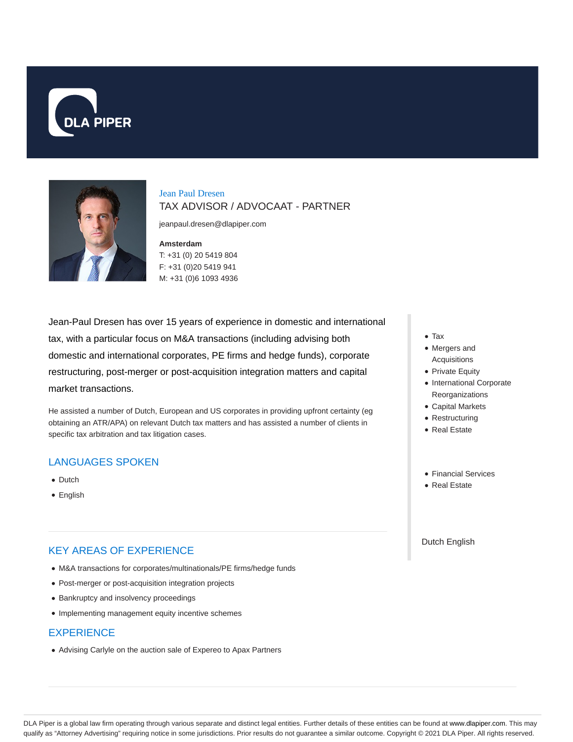# Jean Paul Dresen

## TAX ADVISOR / ADVOCAAT - PARTNER

jeanpaul.dresen@dlapiper.com

**Amsterdam**
T: +31 (0) 20 5419 804
F: +31 (0)20 5419 941
M: +31 (0)6 1093 4936

- Tax
- Mergers and Acquisitions
- Private Equity
- International Corporate Reorganizations
- Capital Markets
- Restructuring
- Real Estate

- Financial Services
- Real Estate

Dutch English

Jean-Paul Dresen has over 15 years of experience in domestic and international tax, with a particular focus on M&A transactions (including advising both domestic and international corporates, PE firms and hedge funds), corporate restructuring, post-merger or post-acquisition integration matters and capital market transactions.

He assisted a number of Dutch, European and US corporates in providing upfront certainty (eg obtaining an ATR/APA) on relevant Dutch tax matters and has assisted a number of clients in specific tax arbitration and tax litigation cases.

## LANGUAGES SPOKEN

- Dutch
- English

## KEY AREAS OF EXPERIENCE

- M&A transactions for corporates/multinationals/PE firms/hedge funds
- Post-merger or post-acquisition integration projects
- Bankruptcy and insolvency proceedings
- Implementing management equity incentive schemes

## EXPERIENCE

- Advising Carlyle on the auction sale of Expereo to Apax Partners

DLA Piper is a global law firm operating through various separate and distinct legal entities. Further details of these entities can be found at www.dlapiper.com. This may qualify as "Attorney Advertising" requiring notice in some jurisdictions. Prior results do not guarantee a similar outcome. Copyright © 2021 DLA Piper. All rights reserved.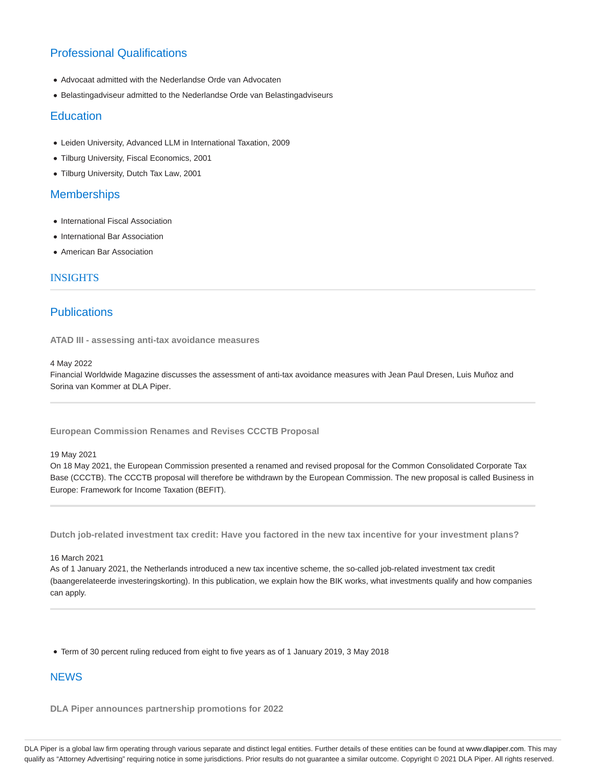## Professional Qualifications

- Advocaat admitted with the Nederlandse Orde van Advocaten
- Belastingadviseur admitted to the Nederlandse Orde van Belastingadviseurs

## Education

- Leiden University, Advanced LLM in International Taxation, 2009
- Tilburg University, Fiscal Economics, 2001
- Tilburg University, Dutch Tax Law, 2001

## Memberships

- International Fiscal Association
- International Bar Association
- American Bar Association

## INSIGHTS

## Publications

### ATAD III - assessing anti-tax avoidance measures

4 May 2022
Financial Worldwide Magazine discusses the assessment of anti-tax avoidance measures with Jean Paul Dresen, Luis Muñoz and Sorina van Kommer at DLA Piper.

---

### European Commission Renames and Revises CCCTB Proposal

19 May 2021
On 18 May 2021, the European Commission presented a renamed and revised proposal for the Common Consolidated Corporate Tax Base (CCCTB). The CCCTB proposal will therefore be withdrawn by the European Commission. The new proposal is called Business in Europe: Framework for Income Taxation (BEFIT).

---

### Dutch job-related investment tax credit: Have you factored in the new tax incentive for your investment plans?

16 March 2021
As of 1 January 2021, the Netherlands introduced a new tax incentive scheme, the so-called job-related investment tax credit (baangerelateerde investeringskorting). In this publication, we explain how the BIK works, what investments qualify and how companies can apply.

---

- Term of 30 percent ruling reduced from eight to five years as of 1 January 2019, 3 May 2018

## NEWS

### DLA Piper announces partnership promotions for 2022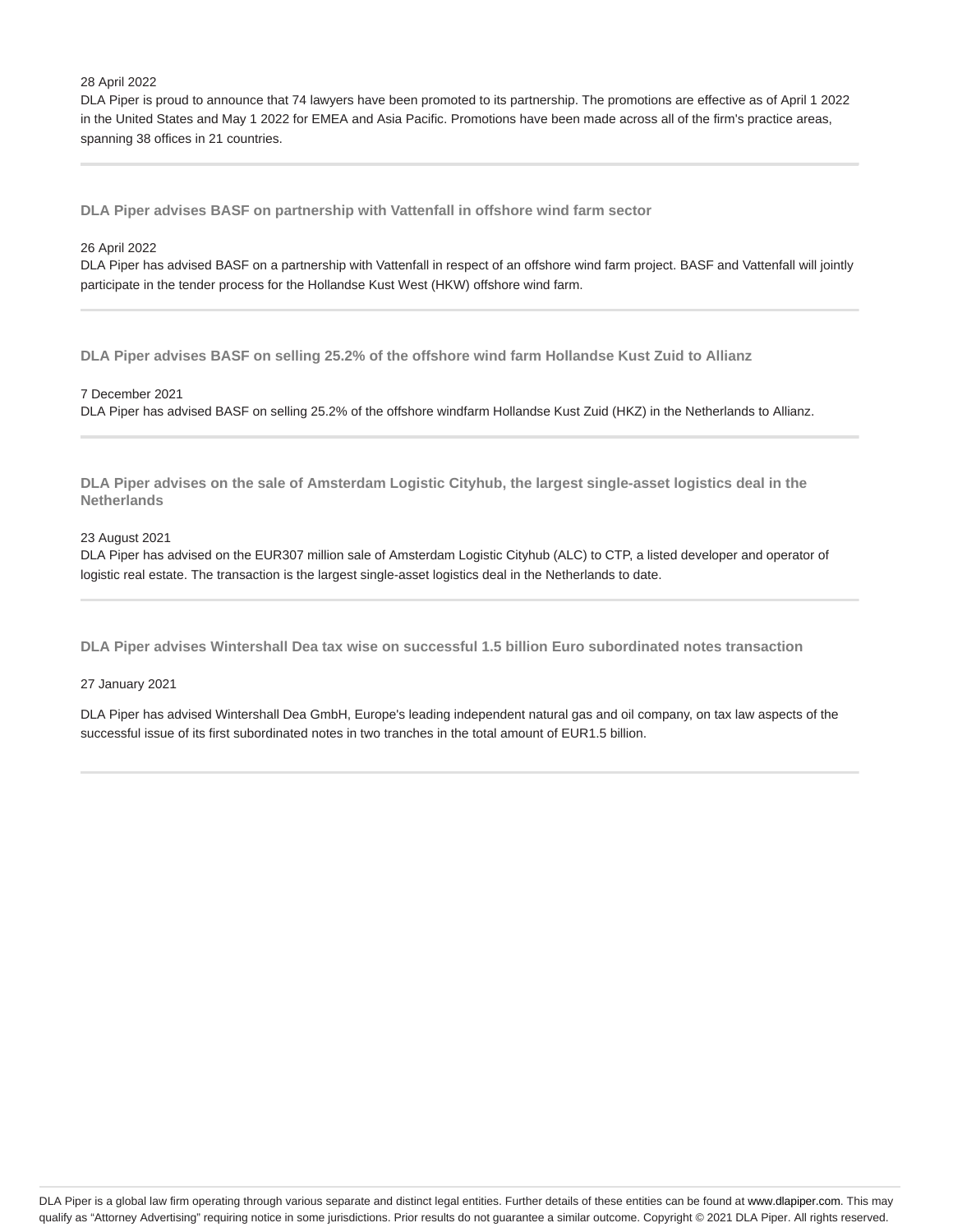28 April 2022

DLA Piper is proud to announce that 74 lawyers have been promoted to its partnership. The promotions are effective as of April 1 2022 in the United States and May 1 2022 for EMEA and Asia Pacific. Promotions have been made across all of the firm's practice areas, spanning 38 offices in 21 countries.

---

### DLA Piper advises BASF on partnership with Vattenfall in offshore wind farm sector

26 April 2022

DLA Piper has advised BASF on a partnership with Vattenfall in respect of an offshore wind farm project. BASF and Vattenfall will jointly participate in the tender process for the Hollandse Kust West (HKW) offshore wind farm.

---

### DLA Piper advises BASF on selling 25.2% of the offshore wind farm Hollandse Kust Zuid to Allianz

7 December 2021

DLA Piper has advised BASF on selling 25.2% of the offshore windfarm Hollandse Kust Zuid (HKZ) in the Netherlands to Allianz.

---

### DLA Piper advises on the sale of Amsterdam Logistic Cityhub, the largest single-asset logistics deal in the Netherlands

23 August 2021

DLA Piper has advised on the EUR307 million sale of Amsterdam Logistic Cityhub (ALC) to CTP, a listed developer and operator of logistic real estate. The transaction is the largest single-asset logistics deal in the Netherlands to date.

---

### DLA Piper advises Wintershall Dea tax wise on successful 1.5 billion Euro subordinated notes transaction

27 January 2021

DLA Piper has advised Wintershall Dea GmbH, Europe's leading independent natural gas and oil company, on tax law aspects of the successful issue of its first subordinated notes in two tranches in the total amount of EUR1.5 billion.

---

DLA Piper is a global law firm operating through various separate and distinct legal entities. Further details of these entities can be found at www.dlapiper.com. This may qualify as "Attorney Advertising" requiring notice in some jurisdictions. Prior results do not guarantee a similar outcome. Copyright © 2021 DLA Piper. All rights reserved.